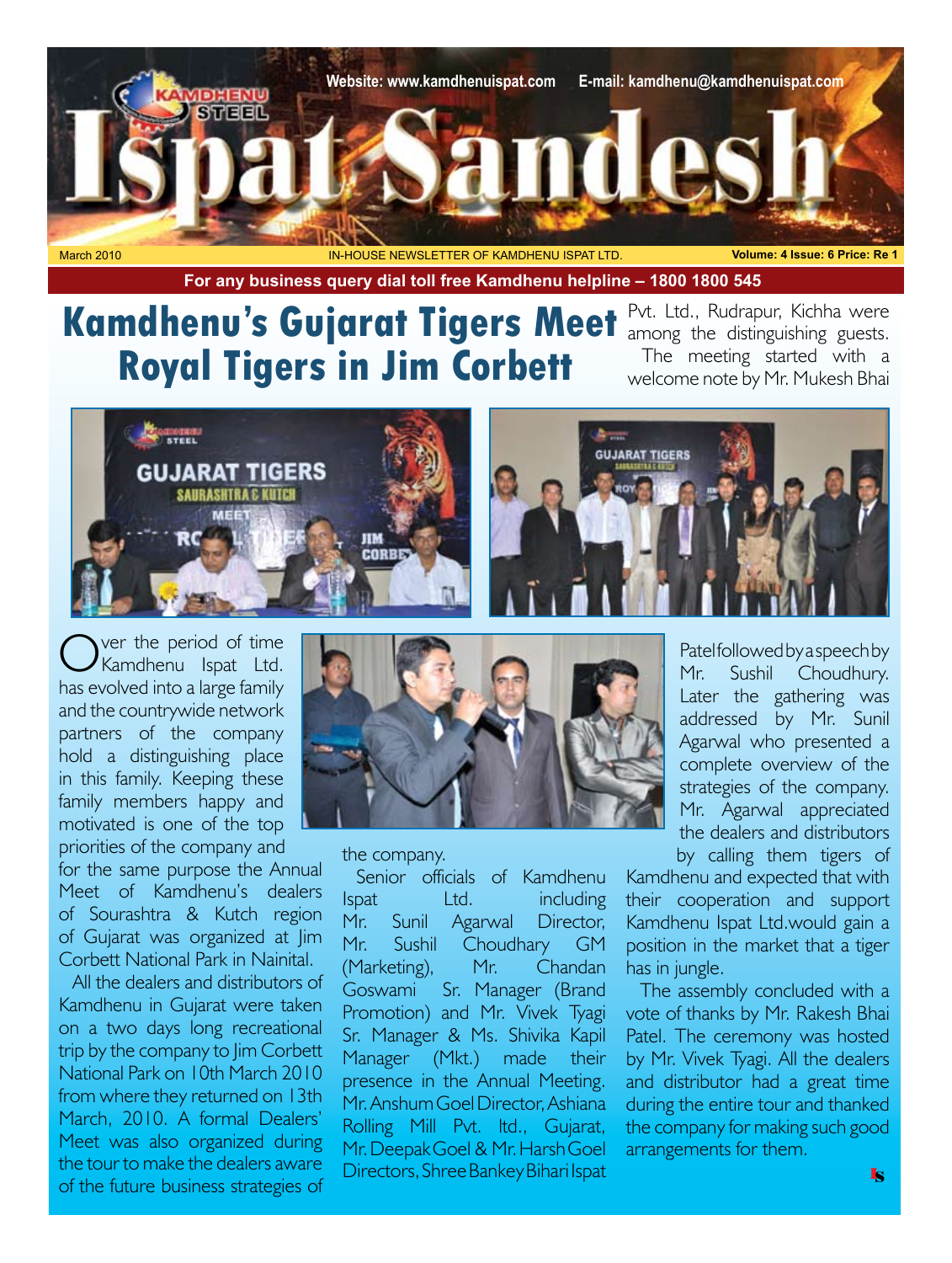# Ispat Sandesh

Website: www.kamdhenuispat.com E-mail: kamdhenu@kamdhenuispat.com

March 2010 — IN-HOUSE NEWSLETTER OF KAMDHENU ISPAT LTD. — Volume: 4 Issue: 6 Price: Re 1

**For any business query dial toll free Kamdhenu helpline – 1800 1800 545**

## Kamdhenu's Gujarat Tigers Meet Royal Tigers in Jim Corbett

Over the period of time Kamdhenu Ispat Ltd. has evolved into a large family and the countrywide network partners of the company hold a distinguishing place in this family. Keeping these family members happy and motivated is one of the top priorities of the company and for the same purpose the Annual Meet of Kamdhenu's dealers of Sourashtra & Kutch region of Gujarat was organized at Jim Corbett National Park in Nainital.

All the dealers and distributors of Kamdhenu in Gujarat were taken on a two days long recreational trip by the company to Jim Corbett National Park on 10th March 2010 from where they returned on 13th March, 2010. A formal Dealers' Meet was also organized during the tour to make the dealers aware of the future business strategies of the company.

Senior officials of Kamdhenu Ispat Ltd. including Mr. Sunil Agarwal Director, Mr. Sushil Choudhary GM (Marketing), Mr. Chandan Goswami Sr. Manager (Brand Promotion) and Mr. Vivek Tyagi Sr. Manager & Ms. Shivika Kapil Manager (Mkt.) made their presence in the Annual Meeting. Mr. Anshum Goel Director, Ashiana Rolling Mill Pvt. ltd., Gujarat, Mr. Deepak Goel & Mr. Harsh Goel Directors, Shree Bankey Bihari Ispat Pvt. Ltd., Rudrapur, Kichha were among the distinguishing guests.

The meeting started with a welcome note by Mr. Mukesh Bhai Patel followed by a speech by Mr. Sushil Choudhury. Later the gathering was addressed by Mr. Sunil Agarwal who presented a complete overview of the strategies of the company. Mr. Agarwal appreciated the dealers and distributors by calling them tigers of Kamdhenu and expected that with their cooperation and support Kamdhenu Ispat Ltd.would gain a position in the market that a tiger has in jungle.

The assembly concluded with a vote of thanks by Mr. Rakesh Bhai Patel. The ceremony was hosted by Mr. Vivek Tyagi. All the dealers and distributor had a great time during the entire tour and thanked the company for making such good arrangements for them.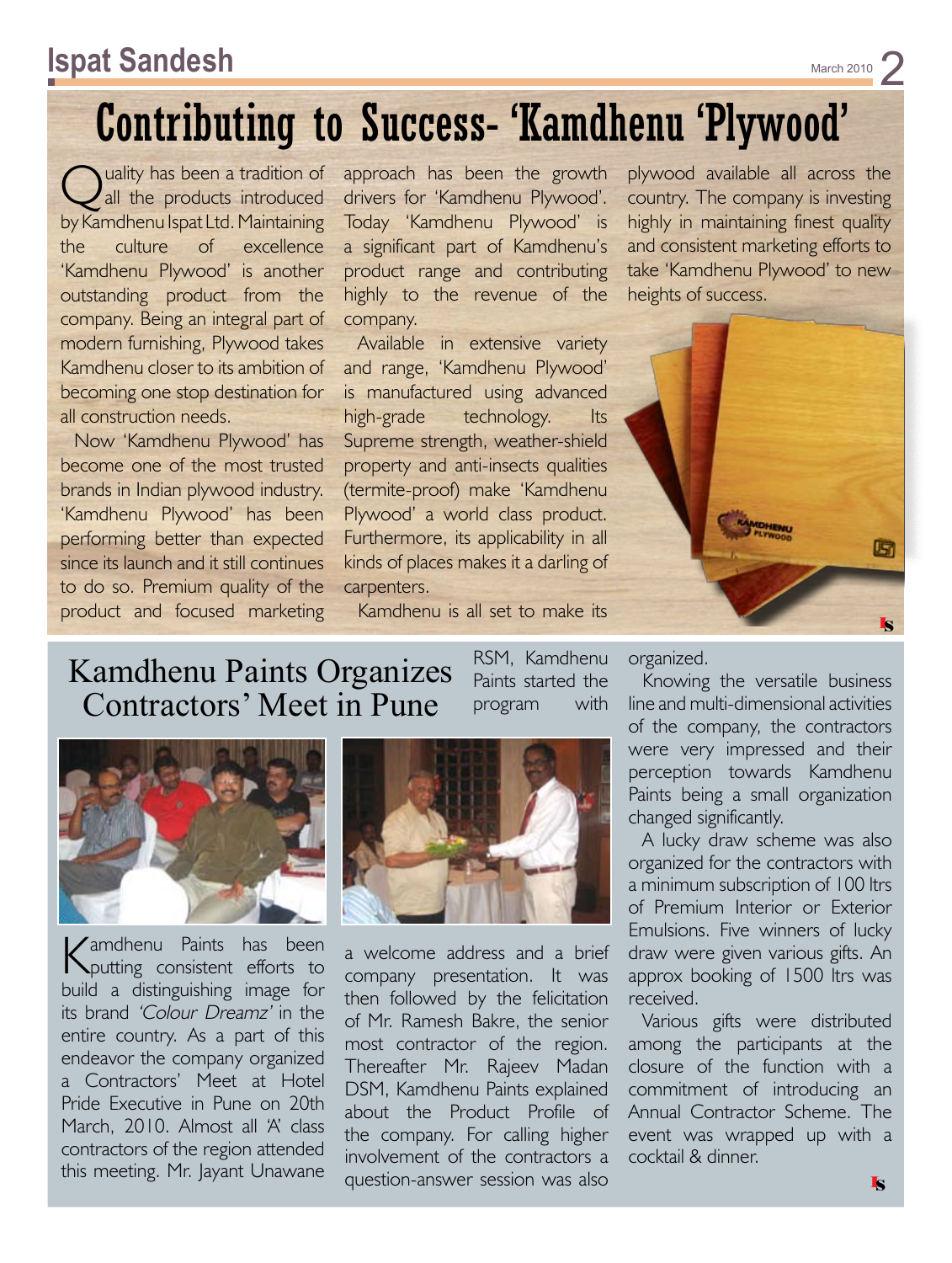# Contributing to Success- 'Kamdhenu 'Plywood'

Quality has been a tradition of all the products introduced by Kamdhenu Ispat Ltd. Maintaining the culture of excellence 'Kamdhenu Plywood' is another outstanding product from the company. Being an integral part of modern furnishing, Plywood takes Kamdhenu closer to its ambition of becoming one stop destination for all construction needs.

Now 'Kamdhenu Plywood' has become one of the most trusted brands in Indian plywood industry. 'Kamdhenu Plywood' has been performing better than expected since its launch and it still continues to do so. Premium quality of the product and focused marketing approach has been the growth drivers for 'Kamdhenu Plywood'. Today 'Kamdhenu Plywood' is a significant part of Kamdhenu's product range and contributing highly to the revenue of the company.

Available in extensive variety and range, 'Kamdhenu Plywood' is manufactured using advanced high-grade technology. Its Supreme strength, weather-shield property and anti-insects qualities (termite-proof) make 'Kamdhenu Plywood' a world class product. Furthermore, its applicability in all kinds of places makes it a darling of carpenters.

Kamdhenu is all set to make its plywood available all across the country. The company is investing highly in maintaining finest quality and consistent marketing efforts to take 'Kamdhenu Plywood' to new heights of success.

## Kamdhenu Paints Organizes Contractors' Meet in Pune

Kamdhenu Paints has been putting consistent efforts to build a distinguishing image for its brand *'Colour Dreamz'* in the entire country. As a part of this endeavor the company organized a Contractors' Meet at Hotel Pride Executive in Pune on 20th March, 2010. Almost all 'A' class contractors of the region attended this meeting. Mr. Jayant Unawane RSM, Kamdhenu Paints started the program with a welcome address and a brief company presentation. It was then followed by the felicitation of Mr. Ramesh Bakre, the senior most contractor of the region. Thereafter Mr. Rajeev Madan DSM, Kamdhenu Paints explained about the Product Profile of the company. For calling higher involvement of the contractors a question-answer session was also organized.

Knowing the versatile business line and multi-dimensional activities of the company, the contractors were very impressed and their perception towards Kamdhenu Paints being a small organization changed significantly.

A lucky draw scheme was also organized for the contractors with a minimum subscription of 100 ltrs of Premium Interior or Exterior Emulsions. Five winners of lucky draw were given various gifts. An approx booking of 1500 ltrs was received.

Various gifts were distributed among the participants at the closure of the function with a commitment of introducing an Annual Contractor Scheme. The event was wrapped up with a cocktail & dinner.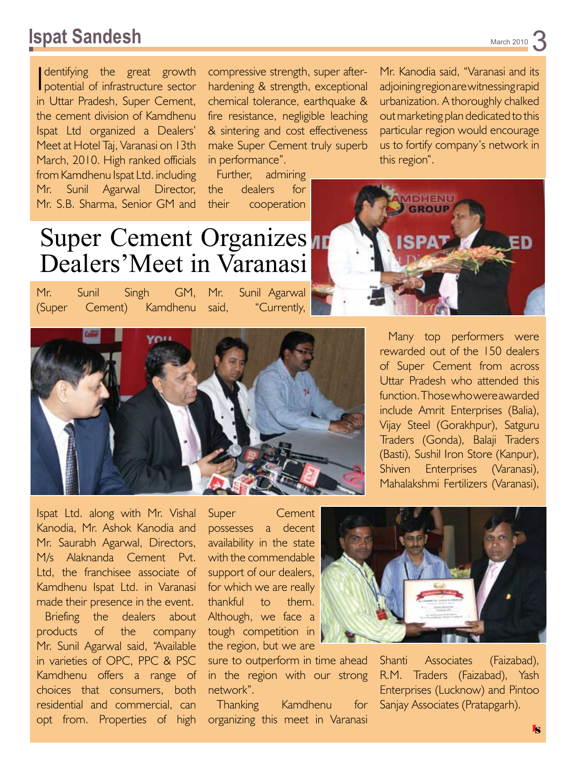# Super Cement Organizes Dealers'Meet in Varanasi

Identifying the great growth potential of infrastructure sector in Uttar Pradesh, Super Cement, the cement division of Kamdhenu Ispat Ltd organized a Dealers' Meet at Hotel Taj, Varanasi on 13th March, 2010. High ranked officials from Kamdhenu Ispat Ltd. including Mr. Sunil Agarwal Director, Mr. S.B. Sharma, Senior GM and Mr. Sunil Singh GM, (Super Cement) Kamdhenu Ispat Ltd. along with Mr. Vishal Kanodia, Mr. Ashok Kanodia and Mr. Saurabh Agarwal, Directors, M/s Alaknanda Cement Pvt. Ltd, the franchisee associate of Kamdhenu Ispat Ltd. in Varanasi made their presence in the event.

Briefing the dealers about products of the company Mr. Sunil Agarwal said, "Available in varieties of OPC, PPC & PSC Kamdhenu offers a range of choices that consumers, both residential and commercial, can opt from. Properties of high compressive strength, super after-hardening & strength, exceptional chemical tolerance, earthquake & fire resistance, negligible leaching & sintering and cost effectiveness make Super Cement truly superb in performance".

Further, admiring the dealers for their cooperation Mr. Sunil Agarwal said, "Currently, Super Cement possesses a decent availability in the state with the commendable support of our dealers, for which we are really thankful to them. Although, we face a tough competition in the region, but we are sure to outperform in time ahead in the region with our strong network".

Thanking Kamdhenu for organizing this meet in Varanasi Mr. Kanodia said, "Varanasi and its adjoining region are witnessing rapid urbanization. A thoroughly chalked out marketing plan dedicated to this particular region would encourage us to fortify company's network in this region".

Many top performers were rewarded out of the 150 dealers of Super Cement from across Uttar Pradesh who attended this function. Those who were awarded include Amrit Enterprises (Balia), Vijay Steel (Gorakhpur), Satguru Traders (Gonda), Balaji Traders (Basti), Sushil Iron Store (Kanpur), Shiven Enterprises (Varanasi), Mahalakshmi Fertilizers (Varanasi), Shanti Associates (Faizabad), R.M. Traders (Faizabad), Yash Enterprises (Lucknow) and Pintoo Sanjay Associates (Pratapgarh).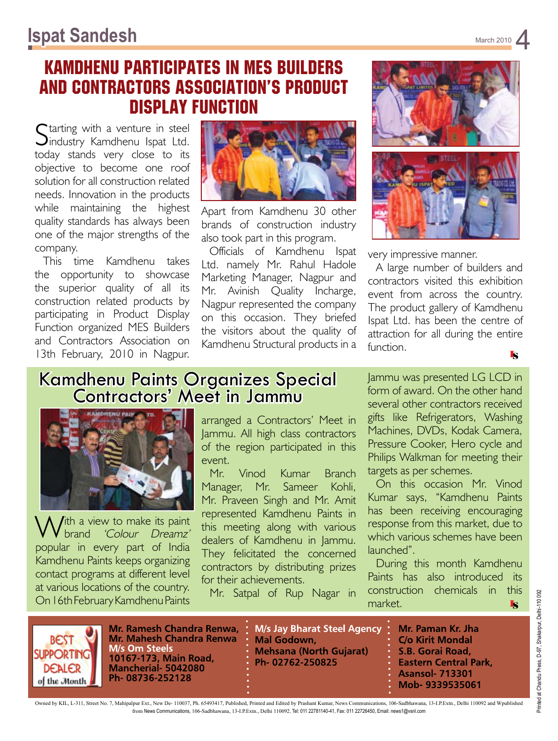# KAMDHENU PARTICIPATES IN MES BUILDERS AND CONTRACTORS ASSOCIATION'S PRODUCT DISPLAY FUNCTION

Starting with a venture in steel industry Kamdhenu Ispat Ltd. today stands very close to its objective to become one roof solution for all construction related needs. Innovation in the products while maintaining the highest quality standards has always been one of the major strengths of the company.

This time Kamdhenu takes the opportunity to showcase the superior quality of all its construction related products by participating in Product Display Function organized MES Builders and Contractors Association on 13th February, 2010 in Nagpur.

Apart from Kamdhenu 30 other brands of construction industry also took part in this program.

Officials of Kamdhenu Ispat Ltd. namely Mr. Rahul Hadole Marketing Manager, Nagpur and Mr. Avinish Quality Incharge, Nagpur represented the company on this occasion. They briefed the visitors about the quality of Kamdhenu Structural products in a very impressive manner.

A large number of builders and contractors visited this exhibition event from across the country. The product gallery of Kamdhenu Ispat Ltd. has been the centre of attraction for all during the entire function.

# Kamdhenu Paints Organizes Special Contractors' Meet in Jammu

With a view to make its paint brand *'Colour Dreamz'* popular in every part of India Kamdhenu Paints keeps organizing contact programs at different level at various locations of the country. On 16th February Kamdhenu Paints arranged a Contractors' Meet in Jammu. All high class contractors of the region participated in this event.

Mr. Vinod Kumar Branch Manager, Mr. Sameer Kohli, Mr. Praveen Singh and Mr. Amit represented Kamdhenu Paints in this meeting along with various dealers of Kamdhenu in Jammu. They felicitated the concerned contractors by distributing prizes for their achievements.

Mr. Satpal of Rup Nagar in Jammu was presented LG LCD in form of award. On the other hand several other contractors received gifts like Refrigerators, Washing Machines, DVDs, Kodak Camera, Pressure Cooker, Hero cycle and Philips Walkman for meeting their targets as per schemes.

On this occasion Mr. Vinod Kumar says, "Kamdhenu Paints has been receiving encouraging response from this market, due to which various schemes have been launched".

During this month Kamdhenu Paints has also introduced its construction chemicals in this market.

**BEST SUPPORTING DEALER of the Month**

**Mr. Ramesh Chandra Renwa,**
**Mr. Mahesh Chandra Renwa**
**M/s Om Steels**
**10167-173, Main Road,**
**Mancherial- 5042080**
**Ph- 08736-252128**

**M/s Jay Bharat Steel Agency**
**Mal Godown,**
**Mehsana (North Gujarat)**
**Ph- 02762-250825**

**Mr. Paman Kr. Jha**
**C/o Kirit Mondal**
**S.B. Gorai Road,**
**Eastern Central Park,**
**Asansol- 713301**
**Mob- 9339535061**

Owned by KIL, L-311, Street No. 7, Mahipalpur Ext., New De- 110037, Ph. 65493417, Published, Printed and Edited by Prashant Kumar, News Communications, 106-Sadbhawana, 13-I.P.Extn., Delhi 110092 and Wpublished from News Communications, 106-Sadbhawana, 13-I.P.Extn., Delhi 110092, Tel: 011 22781140-41, Fax: 011 22726450, Email: news1@vsnl.com

Printed at Chandu Press, D-97, Shekarpur, Delhi-110 092